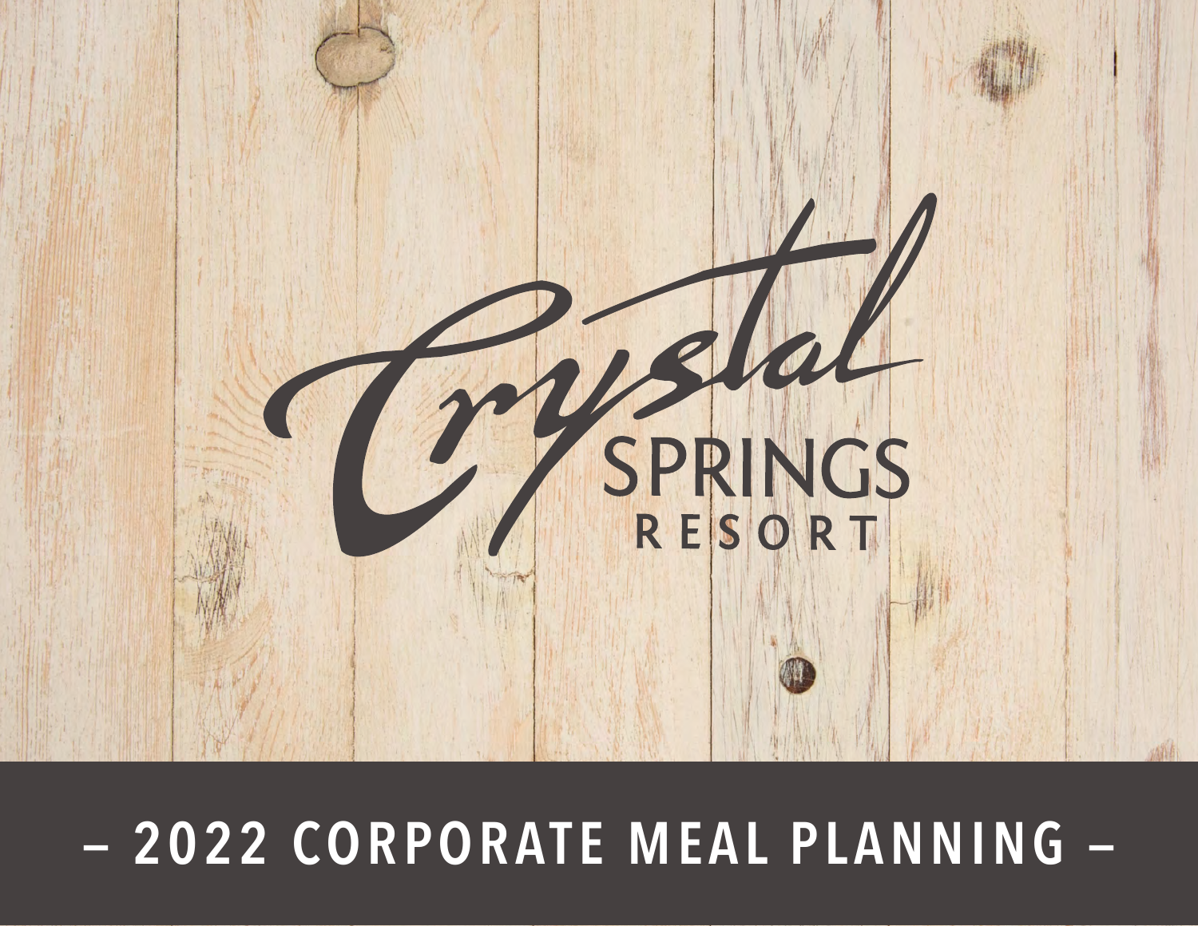# Crystal SPRINGS RESORT

## – 2022 CORPORATE MEAL PLANNING –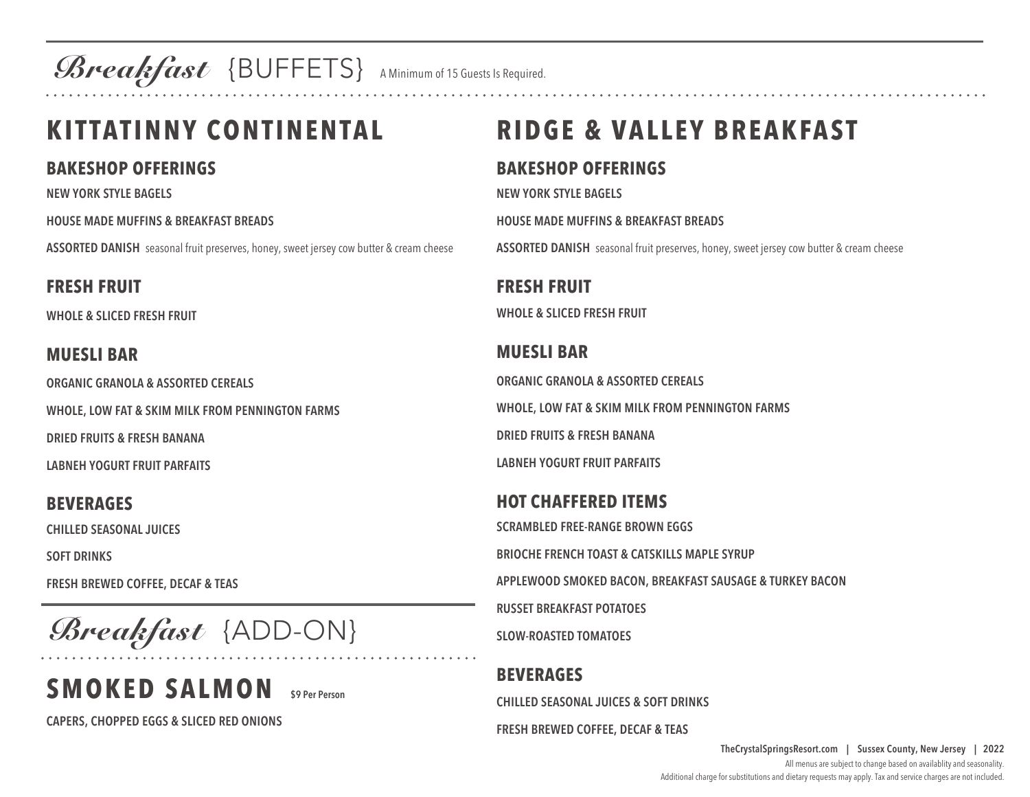# *Breakfast* {BUFFETS}

A Minimum of 15 Guests Is Required.

## KITTATINNY CONTINENTAL

### BAKESHOP OFFERINGS

NEW YORK STYLE BAGELS

HOUSE MADE MUFFINS & BREAKFAST BREADS

**ASSORTED DANISH** seasonal fruit preserves, honey, sweet jersey cow butter & cream cheese

### FRESH FRUIT

WHOLE & SLICED FRESH FRUIT

### MUESLI BAR

ORGANIC GRANOLA & ASSORTED CEREALS

WHOLE, LOW FAT & SKIM MILK FROM PENNINGTON FARMS

DRIED FRUITS & FRESH BANANA

LABNEH YOGURT FRUIT PARFAITS

### BEVERAGES

CHILLED SEASONAL JUICES

SOFT DRINKS

FRESH BREWED COFFEE, DECAF & TEAS

# *Breakfast* {ADD-ON}

## SMOKED SALMON

$9 Per Person

CAPERS, CHOPPED EGGS & SLICED RED ONIONS

## RIDGE & VALLEY BREAKFAST

### BAKESHOP OFFERINGS

NEW YORK STYLE BAGELS

HOUSE MADE MUFFINS & BREAKFAST BREADS

**ASSORTED DANISH** seasonal fruit preserves, honey, sweet jersey cow butter & cream cheese

### FRESH FRUIT

WHOLE & SLICED FRESH FRUIT

### MUESLI BAR

ORGANIC GRANOLA & ASSORTED CEREALS

WHOLE, LOW FAT & SKIM MILK FROM PENNINGTON FARMS

DRIED FRUITS & FRESH BANANA

LABNEH YOGURT FRUIT PARFAITS

### HOT CHAFFERED ITEMS

SCRAMBLED FREE-RANGE BROWN EGGS

BRIOCHE FRENCH TOAST & CATSKILLS MAPLE SYRUP

APPLEWOOD SMOKED BACON, BREAKFAST SAUSAGE & TURKEY BACON

RUSSET BREAKFAST POTATOES

SLOW-ROASTED TOMATOES

### BEVERAGES

CHILLED SEASONAL JUICES & SOFT DRINKS

FRESH BREWED COFFEE, DECAF & TEAS

**TheCrystalSpringsResort.com | Sussex County, New Jersey | 2022**

All menus are subject to change based on availablity and seasonality.

Additional charge for substitutions and dietary requests may apply. Tax and service charges are not included.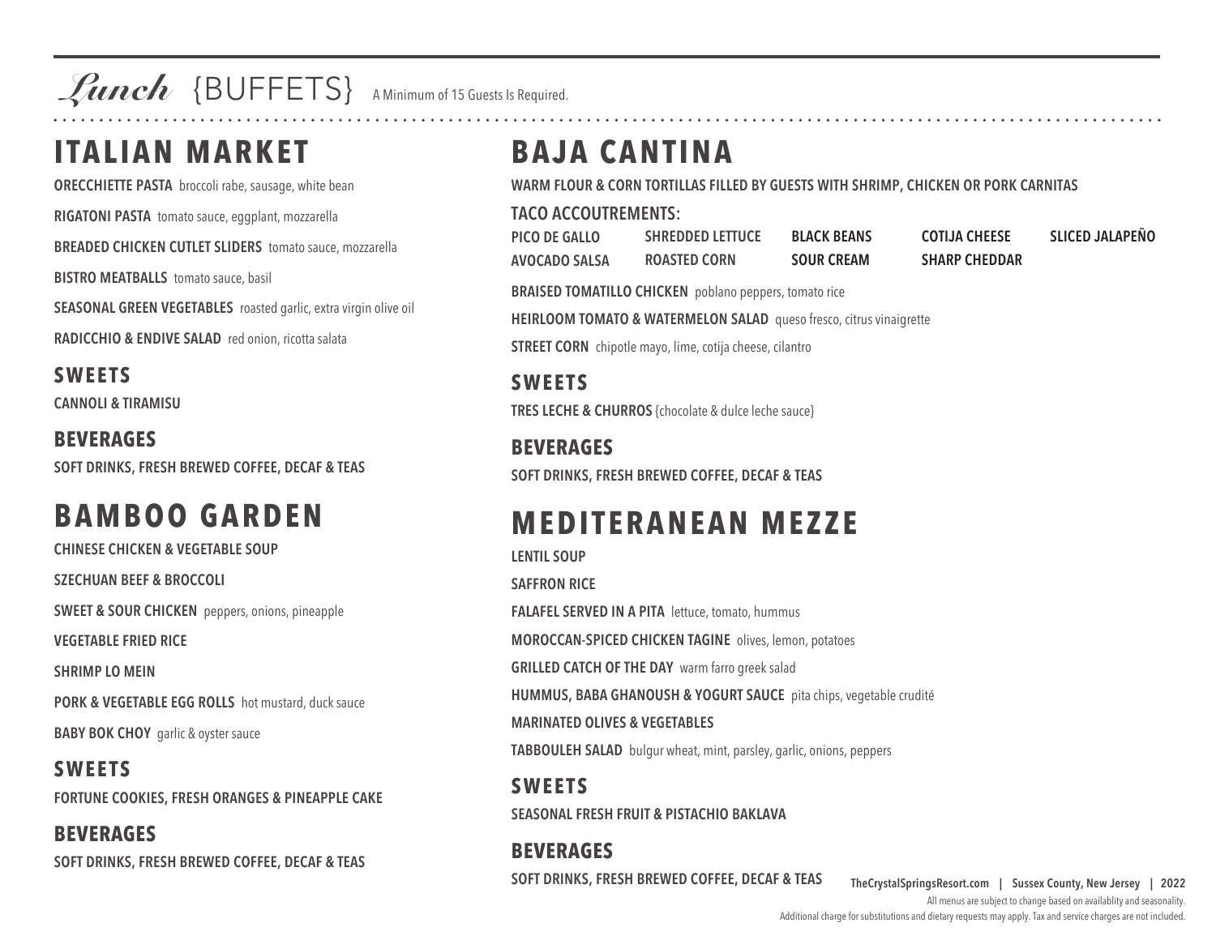# *Lunch* {BUFFETS}

A Minimum of 15 Guests Is Required.

## ITALIAN MARKET

**ORECCHIETTE PASTA** broccoli rabe, sausage, white bean

**RIGATONI PASTA** tomato sauce, eggplant, mozzarella

**BREADED CHICKEN CUTLET SLIDERS** tomato sauce, mozzarella

**BISTRO MEATBALLS** tomato sauce, basil

**SEASONAL GREEN VEGETABLES** roasted garlic, extra virgin olive oil

**RADICCHIO & ENDIVE SALAD** red onion, ricotta salata

### SWEETS

**CANNOLI & TIRAMISU**

### BEVERAGES

**SOFT DRINKS, FRESH BREWED COFFEE, DECAF & TEAS**

## BAMBOO GARDEN

**CHINESE CHICKEN & VEGETABLE SOUP**

**SZECHUAN BEEF & BROCCOLI**

**SWEET & SOUR CHICKEN** peppers, onions, pineapple

**VEGETABLE FRIED RICE**

**SHRIMP LO MEIN**

**PORK & VEGETABLE EGG ROLLS** hot mustard, duck sauce

**BABY BOK CHOY** garlic & oyster sauce

### SWEETS

**FORTUNE COOKIES, FRESH ORANGES & PINEAPPLE CAKE**

### BEVERAGES

**SOFT DRINKS, FRESH BREWED COFFEE, DECAF & TEAS**

## BAJA CANTINA

**WARM FLOUR & CORN TORTILLAS FILLED BY GUESTS WITH SHRIMP, CHICKEN OR PORK CARNITAS**

**TACO ACCOUTREMENTS:**

- PICO DE GALLO
- AVOCADO SALSA
- SHREDDED LETTUCE
- ROASTED CORN
- BLACK BEANS
- SOUR CREAM
- COTIJA CHEESE
- SHARP CHEDDAR
- SLICED JALAPEÑO

**BRAISED TOMATILLO CHICKEN** poblano peppers, tomato rice

**HEIRLOOM TOMATO & WATERMELON SALAD** queso fresco, citrus vinaigrette

**STREET CORN** chipotle mayo, lime, cotija cheese, cilantro

### SWEETS

**TRES LECHE & CHURROS** {chocolate & dulce leche sauce}

### BEVERAGES

**SOFT DRINKS, FRESH BREWED COFFEE, DECAF & TEAS**

## MEDITERANEAN MEZZE

**LENTIL SOUP**

**SAFFRON RICE**

**FALAFEL SERVED IN A PITA** lettuce, tomato, hummus

**MOROCCAN-SPICED CHICKEN TAGINE** olives, lemon, potatoes

**GRILLED CATCH OF THE DAY** warm farro greek salad

**HUMMUS, BABA GHANOUSH & YOGURT SAUCE** pita chips, vegetable crudité

**MARINATED OLIVES & VEGETABLES**

**TABBOULEH SALAD** bulgur wheat, mint, parsley, garlic, onions, peppers

### SWEETS

**SEASONAL FRESH FRUIT & PISTACHIO BAKLAVA**

### BEVERAGES

**SOFT DRINKS, FRESH BREWED COFFEE, DECAF & TEAS**

All menus are subject to change based on availablity and seasonality.
Additional charge for substitutions and dietary requests may apply. Tax and service charges are not included.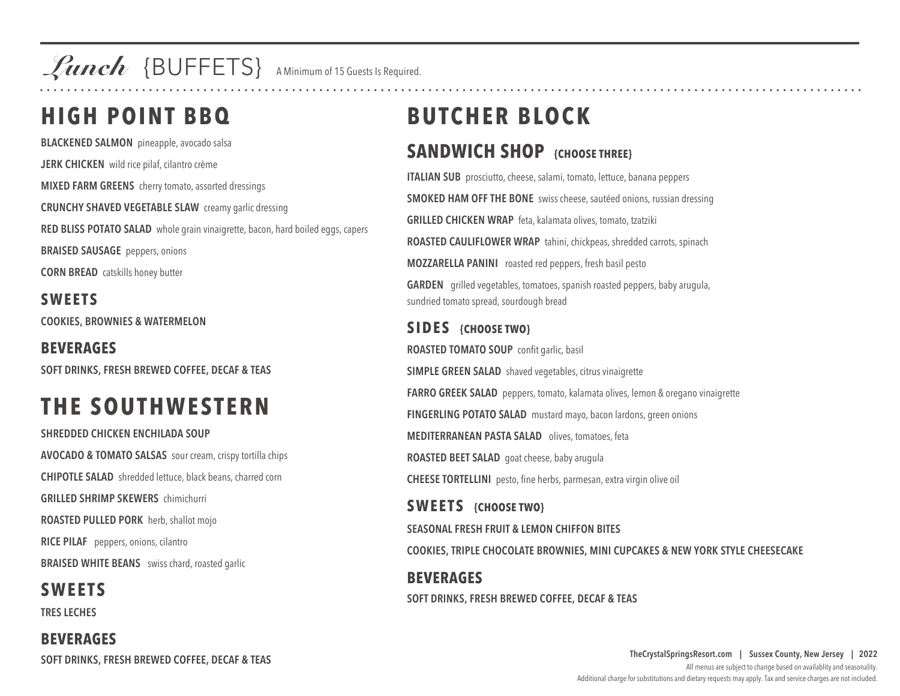# *Lunch* {BUFFETS} A Minimum of 15 Guests Is Required.

## HIGH POINT BBQ

**BLACKENED SALMON** pineapple, avocado salsa

**JERK CHICKEN** wild rice pilaf, cilantro crème

**MIXED FARM GREENS** cherry tomato, assorted dressings

**CRUNCHY SHAVED VEGETABLE SLAW** creamy garlic dressing

**RED BLISS POTATO SALAD** whole grain vinaigrette, bacon, hard boiled eggs, capers

**BRAISED SAUSAGE** peppers, onions

**CORN BREAD** catskills honey butter

### SWEETS

**COOKIES, BROWNIES & WATERMELON**

### BEVERAGES

**SOFT DRINKS, FRESH BREWED COFFEE, DECAF & TEAS**

## THE SOUTHWESTERN

**SHREDDED CHICKEN ENCHILADA SOUP**

**AVOCADO & TOMATO SALSAS** sour cream, crispy tortilla chips

**CHIPOTLE SALAD** shredded lettuce, black beans, charred corn

**GRILLED SHRIMP SKEWERS** chimichurri

**ROASTED PULLED PORK** herb, shallot mojo

**RICE PILAF** peppers, onions, cilantro

**BRAISED WHITE BEANS** swiss chard, roasted garlic

### SWEETS

**TRES LECHES**

### BEVERAGES

**SOFT DRINKS, FRESH BREWED COFFEE, DECAF & TEAS**

## BUTCHER BLOCK

### SANDWICH SHOP {CHOOSE THREE}

**ITALIAN SUB** prosciutto, cheese, salami, tomato, lettuce, banana peppers

**SMOKED HAM OFF THE BONE** swiss cheese, sautéed onions, russian dressing

**GRILLED CHICKEN WRAP** feta, kalamata olives, tomato, tzatziki

**ROASTED CAULIFLOWER WRAP** tahini, chickpeas, shredded carrots, spinach

**MOZZARELLA PANINI** roasted red peppers, fresh basil pesto

**GARDEN** grilled vegetables, tomatoes, spanish roasted peppers, baby arugula, sundried tomato spread, sourdough bread

### SIDES {CHOOSE TWO}

**ROASTED TOMATO SOUP** confit garlic, basil

**SIMPLE GREEN SALAD** shaved vegetables, citrus vinaigrette

**FARRO GREEK SALAD** peppers, tomato, kalamata olives, lemon & oregano vinaigrette

**FINGERLING POTATO SALAD** mustard mayo, bacon lardons, green onions

**MEDITERRANEAN PASTA SALAD** olives, tomatoes, feta

**ROASTED BEET SALAD** goat cheese, baby arugula

**CHEESE TORTELLINI** pesto, fine herbs, parmesan, extra virgin olive oil

### SWEETS {CHOOSE TWO}

**SEASONAL FRESH FRUIT & LEMON CHIFFON BITES**

**COOKIES, TRIPLE CHOCOLATE BROWNIES, MINI CUPCAKES & NEW YORK STYLE CHEESECAKE**

### BEVERAGES

**SOFT DRINKS, FRESH BREWED COFFEE, DECAF & TEAS**

**TheCrystalSpringsResort.com | Sussex County, New Jersey | 2022**

All menus are subject to change based on availablity and seasonality.
Additional charge for substitutions and dietary requests may apply. Tax and service charges are not included.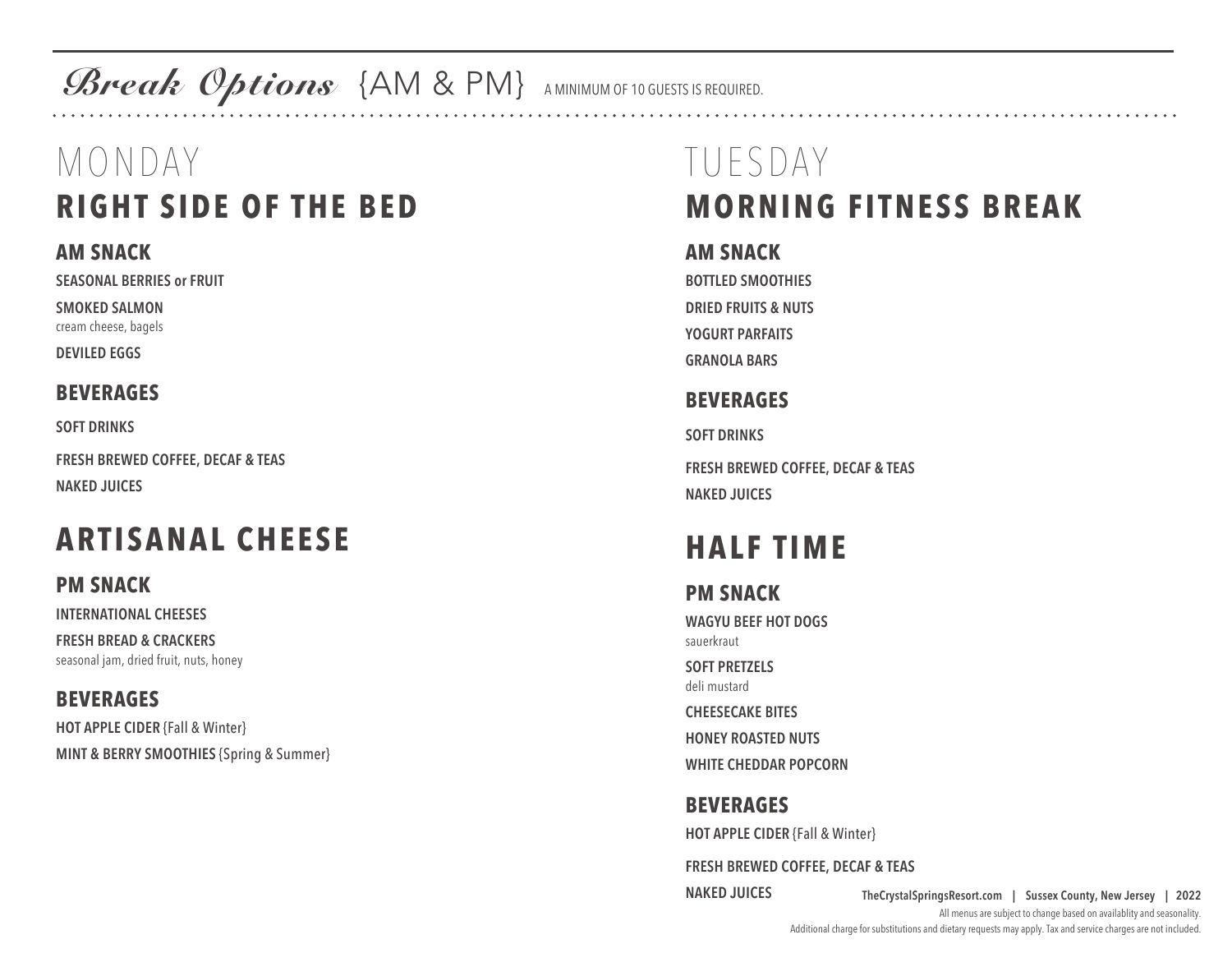# *Break Options* {AM & PM}

A MINIMUM OF 10 GUESTS IS REQUIRED.

## MONDAY

## RIGHT SIDE OF THE BED

### AM SNACK

**SEASONAL BERRIES or FRUIT**

**SMOKED SALMON**
cream cheese, bagels

**DEVILED EGGS**

### BEVERAGES

**SOFT DRINKS**

**FRESH BREWED COFFEE, DECAF & TEAS**

**NAKED JUICES**

## ARTISANAL CHEESE

### PM SNACK

**INTERNATIONAL CHEESES**

**FRESH BREAD & CRACKERS**
seasonal jam, dried fruit, nuts, honey

### BEVERAGES

**HOT APPLE CIDER** {Fall & Winter}

**MINT & BERRY SMOOTHIES** {Spring & Summer}

## TUESDAY

## MORNING FITNESS BREAK

### AM SNACK

**BOTTLED SMOOTHIES**

**DRIED FRUITS & NUTS**

**YOGURT PARFAITS**

**GRANOLA BARS**

### BEVERAGES

**SOFT DRINKS**

**FRESH BREWED COFFEE, DECAF & TEAS**

**NAKED JUICES**

## HALF TIME

### PM SNACK

**WAGYU BEEF HOT DOGS**
sauerkraut

**SOFT PRETZELS**
deli mustard

**CHEESECAKE BITES**

**HONEY ROASTED NUTS**

**WHITE CHEDDAR POPCORN**

### BEVERAGES

**HOT APPLE CIDER** {Fall & Winter}

**FRESH BREWED COFFEE, DECAF & TEAS**

**NAKED JUICES**

**TheCrystalSpringsResort.com | Sussex County, New Jersey | 2022**

All menus are subject to change based on availablity and seasonality.
Additional charge for substitutions and dietary requests may apply. Tax and service charges are not included.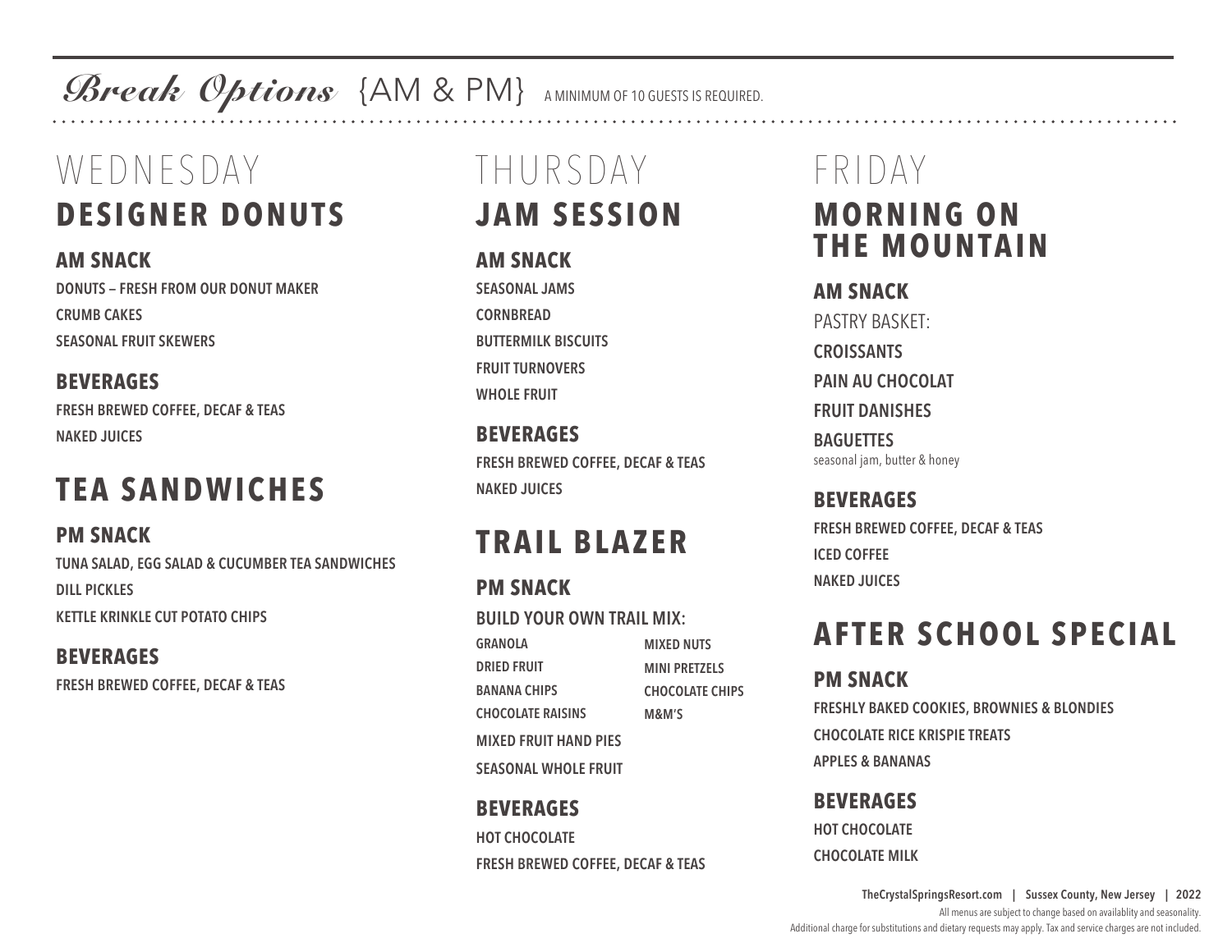# *Break Options* {AM & PM}

A MINIMUM OF 10 GUESTS IS REQUIRED.

## WEDNESDAY

### DESIGNER DONUTS

**AM SNACK**

DONUTS – FRESH FROM OUR DONUT MAKER

CRUMB CAKES

SEASONAL FRUIT SKEWERS

**BEVERAGES**

FRESH BREWED COFFEE, DECAF & TEAS

NAKED JUICES

### TEA SANDWICHES

**PM SNACK**

TUNA SALAD, EGG SALAD & CUCUMBER TEA SANDWICHES

DILL PICKLES

KETTLE KRINKLE CUT POTATO CHIPS

**BEVERAGES**

FRESH BREWED COFFEE, DECAF & TEAS

## THURSDAY

### JAM SESSION

**AM SNACK**

SEASONAL JAMS

CORNBREAD

BUTTERMILK BISCUITS

FRUIT TURNOVERS

WHOLE FRUIT

**BEVERAGES**

FRESH BREWED COFFEE, DECAF & TEAS

NAKED JUICES

### TRAIL BLAZER

**PM SNACK**

BUILD YOUR OWN TRAIL MIX:

- GRANOLA
- DRIED FRUIT
- BANANA CHIPS
- CHOCOLATE RAISINS
- MIXED NUTS
- MINI PRETZELS
- CHOCOLATE CHIPS
- M&M'S

MIXED FRUIT HAND PIES

SEASONAL WHOLE FRUIT

**BEVERAGES**

HOT CHOCOLATE

FRESH BREWED COFFEE, DECAF & TEAS

## FRIDAY

### MORNING ON THE MOUNTAIN

**AM SNACK**

PASTRY BASKET:

CROISSANTS

PAIN AU CHOCOLAT

FRUIT DANISHES

BAGUETTES
seasonal jam, butter & honey

**BEVERAGES**

FRESH BREWED COFFEE, DECAF & TEAS

ICED COFFEE

NAKED JUICES

### AFTER SCHOOL SPECIAL

**PM SNACK**

FRESHLY BAKED COOKIES, BROWNIES & BLONDIES

CHOCOLATE RICE KRISPIE TREATS

APPLES & BANANAS

**BEVERAGES**

HOT CHOCOLATE

CHOCOLATE MILK

TheCrystalSpringsResort.com | Sussex County, New Jersey | 2022

All menus are subject to change based on availablity and seasonality.

Additional charge for substitutions and dietary requests may apply. Tax and service charges are not included.